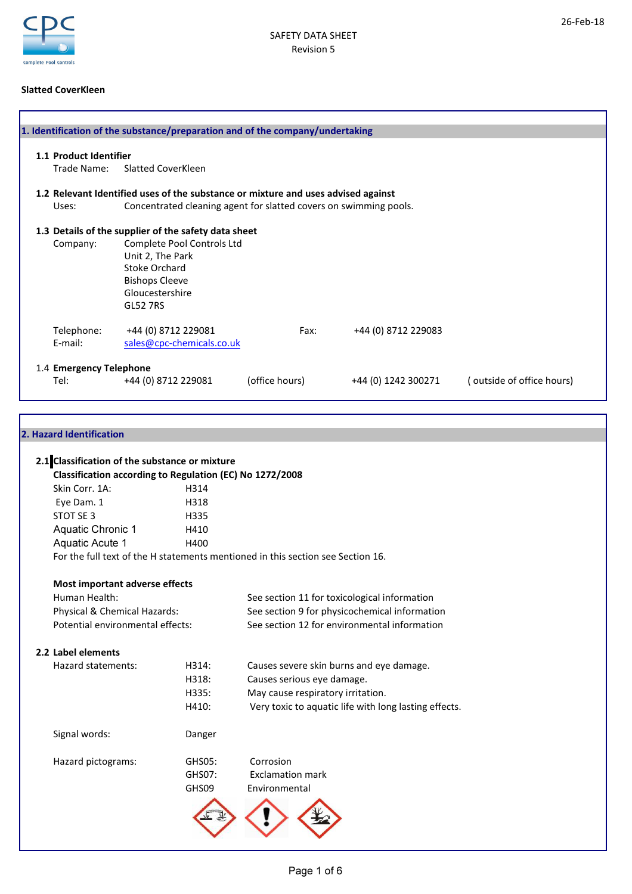26-Feb-18

SAFETY DATA SHEET
Revision 5

**Slatted CoverKleen**

## 1. Identification of the substance/preparation and of the company/undertaking

**1.1 Product Identifier**

Trade Name: Slatted CoverKleen

**1.2 Relevant Identified uses of the substance or mixture and uses advised against**

Uses: Concentrated cleaning agent for slatted covers on swimming pools.

**1.3 Details of the supplier of the safety data sheet**

Company: Complete Pool Controls Ltd
Unit 2, The Park
Stoke Orchard
Bishops Cleeve
Gloucestershire
GL52 7RS

Telephone: +44 (0) 8712 229081    Fax: +44 (0) 8712 229083
E-mail: sales@cpc-chemicals.co.uk

1.4 **Emergency Telephone**

Tel: +44 (0) 8712 229081 (office hours)    +44 (0) 1242 300271 ( outside of office hours)

## 2. Hazard Identification

**2.1 Classification of the substance or mixture**

**Classification according to Regulation (EC) No 1272/2008**

| | |
|---|---|
| Skin Corr. 1A: | H314 |
| Eye Dam. 1 | H318 |
| STOT SE 3 | H335 |
| Aquatic Chronic 1 | H410 |
| Aquatic Acute 1 | H400 |

For the full text of the H statements mentioned in this section see Section 16.

**Most important adverse effects**

| | |
|---|---|
| Human Health: | See section 11 for toxicological information |
| Physical & Chemical Hazards: | See section 9 for physicochemical information |
| Potential environmental effects: | See section 12 for environmental information |

**2.2 Label elements**

Hazard statements:

| | |
|---|---|
| H314: | Causes severe skin burns and eye damage. |
| H318: | Causes serious eye damage. |
| H335: | May cause respiratory irritation. |
| H410: | Very toxic to aquatic life with long lasting effects. |

Signal words: Danger

Hazard pictograms:

| | |
|---|---|
| GHS05: | Corrosion |
| GHS07: | Exclamation mark |
| GHS09 | Environmental |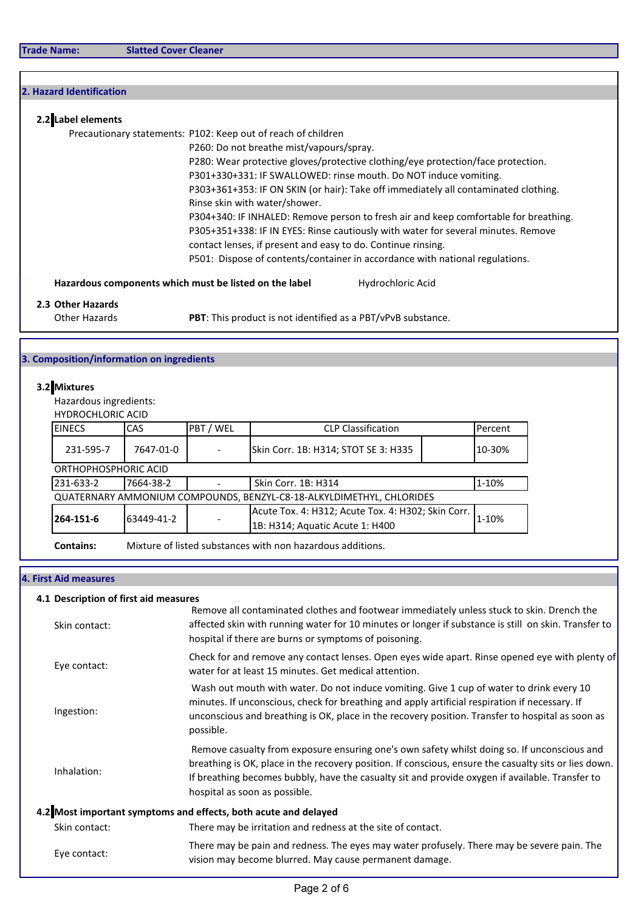**Trade Name:** Slatted Cover Cleaner

## 2. Hazard Identification

### 2.2 Label elements

Precautionary statements:

P102: Keep out of reach of children
P260: Do not breathe mist/vapours/spray.
P280: Wear protective gloves/protective clothing/eye protection/face protection.
P301+330+331: IF SWALLOWED: rinse mouth. Do NOT induce vomiting.
P303+361+353: IF ON SKIN (or hair): Take off immediately all contaminated clothing. Rinse skin with water/shower.
P304+340: IF INHALED: Remove person to fresh air and keep comfortable for breathing.
P305+351+338: IF IN EYES: Rinse cautiously with water for several minutes. Remove contact lenses, if present and easy to do. Continue rinsing.
P501: Dispose of contents/container in accordance with national regulations.

**Hazardous components which must be listed on the label** Hydrochloric Acid

### 2.3 Other Hazards

Other Hazards **PBT**: This product is not identified as a PBT/vPvB substance.

## 3. Composition/information on ingredients

### 3.2 Mixtures

Hazardous ingredients:

| EINECS | CAS | PBT / WEL | CLP Classification | Percent |
|---|---|---|---|---|
| HYDROCHLORIC ACID | | | | |
| 231-595-7 | 7647-01-0 | - | Skin Corr. 1B: H314; STOT SE 3: H335 | 10-30% |
| ORTHOPHOSPHORIC ACID | | | | |
| 231-633-2 | 7664-38-2 | - | Skin Corr. 1B: H314 | 1-10% |
| QUATERNARY AMMONIUM COMPOUNDS, BENZYL-C8-18-ALKYLDIMETHYL, CHLORIDES | | | | |
| **264-151-6** | 63449-41-2 | - | Acute Tox. 4: H312; Acute Tox. 4: H302; Skin Corr. 1B: H314; Aquatic Acute 1: H400 | 1-10% |

**Contains:** Mixture of listed substances with non hazardous additions.

## 4. First Aid measures

### 4.1 Description of first aid measures

**Skin contact:** Remove all contaminated clothes and footwear immediately unless stuck to skin. Drench the affected skin with running water for 10 minutes or longer if substance is still on skin. Transfer to hospital if there are burns or symptoms of poisoning.

**Eye contact:** Check for and remove any contact lenses. Open eyes wide apart. Rinse opened eye with plenty of water for at least 15 minutes. Get medical attention.

**Ingestion:** Wash out mouth with water. Do not induce vomiting. Give 1 cup of water to drink every 10 minutes. If unconscious, check for breathing and apply artificial respiration if necessary. If unconscious and breathing is OK, place in the recovery position. Transfer to hospital as soon as possible.

**Inhalation:** Remove casualty from exposure ensuring one's own safety whilst doing so. If unconscious and breathing is OK, place in the recovery position. If conscious, ensure the casualty sits or lies down. If breathing becomes bubbly, have the casualty sit and provide oxygen if available. Transfer to hospital as soon as possible.

### 4.2 Most important symptoms and effects, both acute and delayed

**Skin contact:** There may be irritation and redness at the site of contact.

**Eye contact:** There may be pain and redness. The eyes may water profusely. There may be severe pain. The vision may become blurred. May cause permanent damage.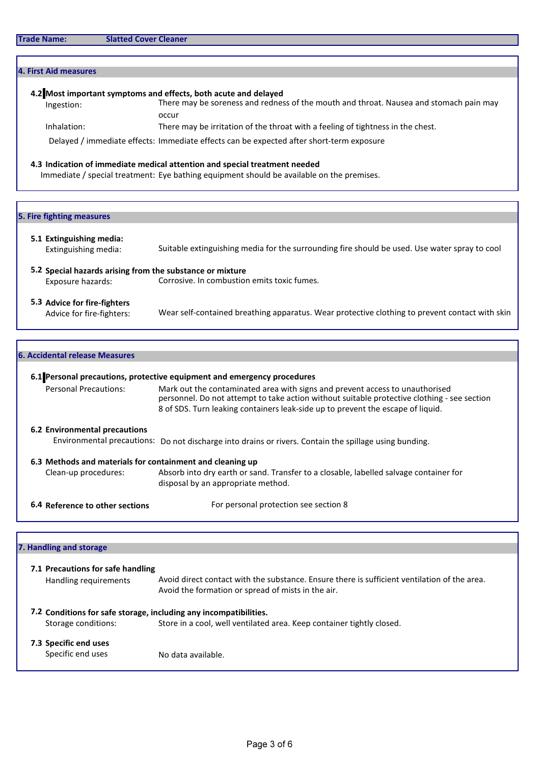**Trade Name:** Slatted Cover Cleaner

## 4. First Aid measures

### 4.2 Most important symptoms and effects, both acute and delayed

| | |
|---|---|
| Ingestion: | There may be soreness and redness of the mouth and throat. Nausea and stomach pain may occur |
| Inhalation: | There may be irritation of the throat with a feeling of tightness in the chest. |
| Delayed / immediate effects: | Immediate effects can be expected after short-term exposure |

### 4.3 Indication of immediate medical attention and special treatment needed

| | |
|---|---|
| Immediate / special treatment: | Eye bathing equipment should be available on the premises. |

## 5. Fire fighting measures

### 5.1 Extinguishing media:

| | |
|---|---|
| Extinguishing media: | Suitable extinguishing media for the surrounding fire should be used. Use water spray to cool |

### 5.2 Special hazards arising from the substance or mixture

| | |
|---|---|
| Exposure hazards: | Corrosive. In combustion emits toxic fumes. |

### 5.3 Advice for fire-fighters

| | |
|---|---|
| Advice for fire-fighters: | Wear self-contained breathing apparatus. Wear protective clothing to prevent contact with skin |

## 6. Accidental release Measures

### 6.1 Personal precautions, protective equipment and emergency procedures

| | |
|---|---|
| Personal Precautions: | Mark out the contaminated area with signs and prevent access to unauthorised personnel. Do not attempt to take action without suitable protective clothing - see section 8 of SDS. Turn leaking containers leak-side up to prevent the escape of liquid. |

### 6.2 Environmental precautions

| | |
|---|---|
| Environmental precautions: | Do not discharge into drains or rivers. Contain the spillage using bunding. |

### 6.3 Methods and materials for containment and cleaning up

| | |
|---|---|
| Clean-up procedures: | Absorb into dry earth or sand. Transfer to a closable, labelled salvage container for disposal by an appropriate method. |

### 6.4 Reference to other sections

For personal protection see section 8

## 7. Handling and storage

### 7.1 Precautions for safe handling

| | |
|---|---|
| Handling requirements | Avoid direct contact with the substance. Ensure there is sufficient ventilation of the area. Avoid the formation or spread of mists in the air. |

### 7.2 Conditions for safe storage, including any incompatibilities.

| | |
|---|---|
| Storage conditions: | Store in a cool, well ventilated area. Keep container tightly closed. |

### 7.3 Specific end uses

| | |
|---|---|
| Specific end uses | No data available. |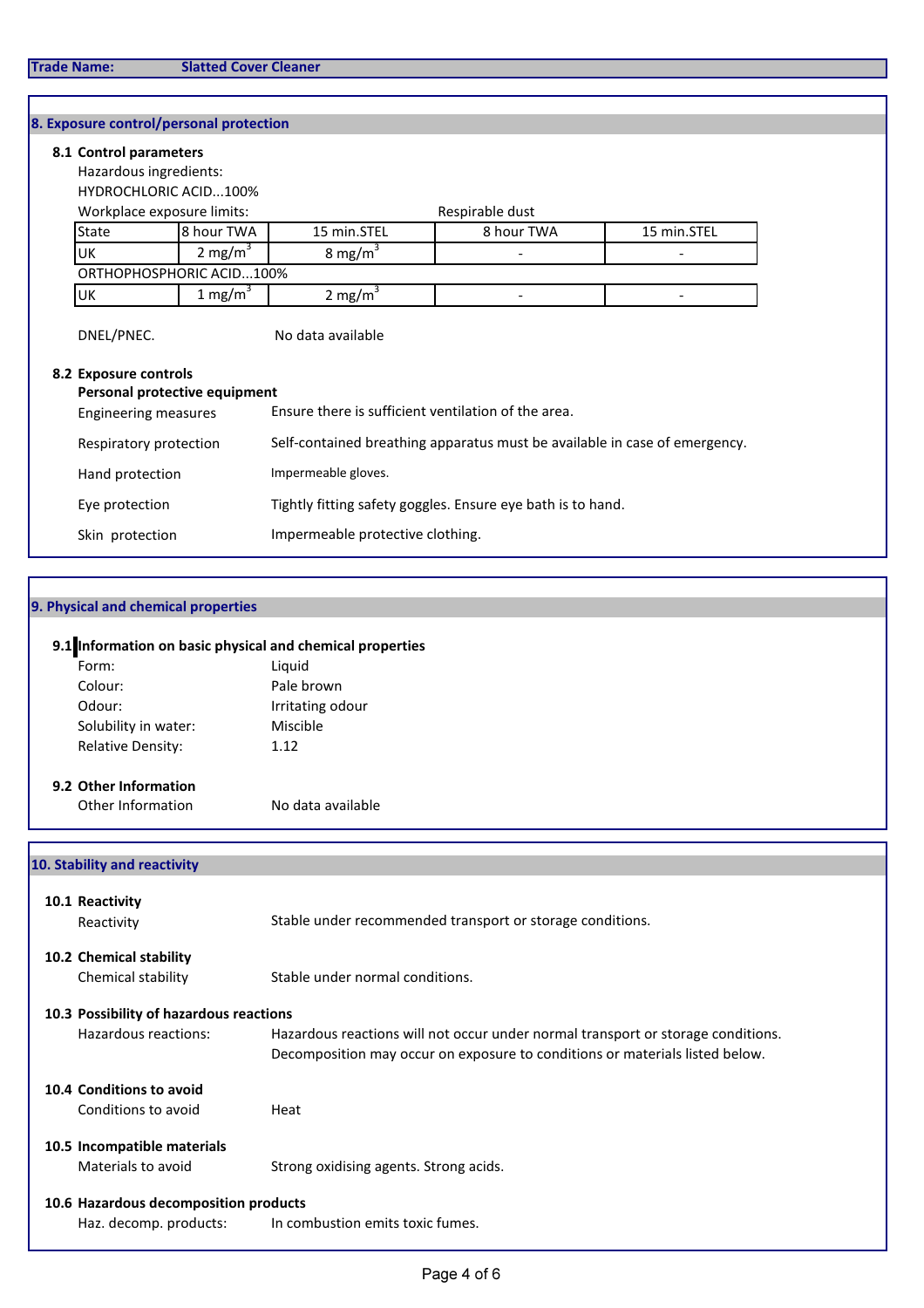**Trade Name:** **Slatted Cover Cleaner**

## 8. Exposure control/personal protection

### 8.1 Control parameters

Hazardous ingredients:

HYDROCHLORIC ACID...100%

Workplace exposure limits: Respiratory dust

| State | 8 hour TWA | 15 min.STEL | 8 hour TWA | 15 min.STEL |
|---|---|---|---|---|
| UK | 2 mg/m$^3$ | 8 mg/m$^3$ | - | - |
| ORTHOPHOSPHORIC ACID...100% | | | | |
| UK | 1 mg/m$^3$ | 2 mg/m$^3$ | - | - |

DNEL/PNEC. No data available

### 8.2 Exposure controls

**Personal protective equipment**

Engineering measures: Ensure there is sufficient ventilation of the area.

Respiratory protection: Self-contained breathing apparatus must be available in case of emergency.

Hand protection: Impermeable gloves.

Eye protection: Tightly fitting safety goggles. Ensure eye bath is to hand.

Skin protection: Impermeable protective clothing.

## 9. Physical and chemical properties

### 9.1 Information on basic physical and chemical properties

Form: Liquid

Colour: Pale brown

Odour: Irritating odour

Solubility in water: Miscible

Relative Density: 1.12

### 9.2 Other Information

Other Information: No data available

## 10. Stability and reactivity

### 10.1 Reactivity

Reactivity: Stable under recommended transport or storage conditions.

### 10.2 Chemical stability

Chemical stability: Stable under normal conditions.

### 10.3 Possibility of hazardous reactions

Hazardous reactions: Hazardous reactions will not occur under normal transport or storage conditions. Decomposition may occur on exposure to conditions or materials listed below.

### 10.4 Conditions to avoid

Conditions to avoid: Heat

### 10.5 Incompatible materials

Materials to avoid: Strong oxidising agents. Strong acids.

### 10.6 Hazardous decomposition products

Haz. decomp. products: In combustion emits toxic fumes.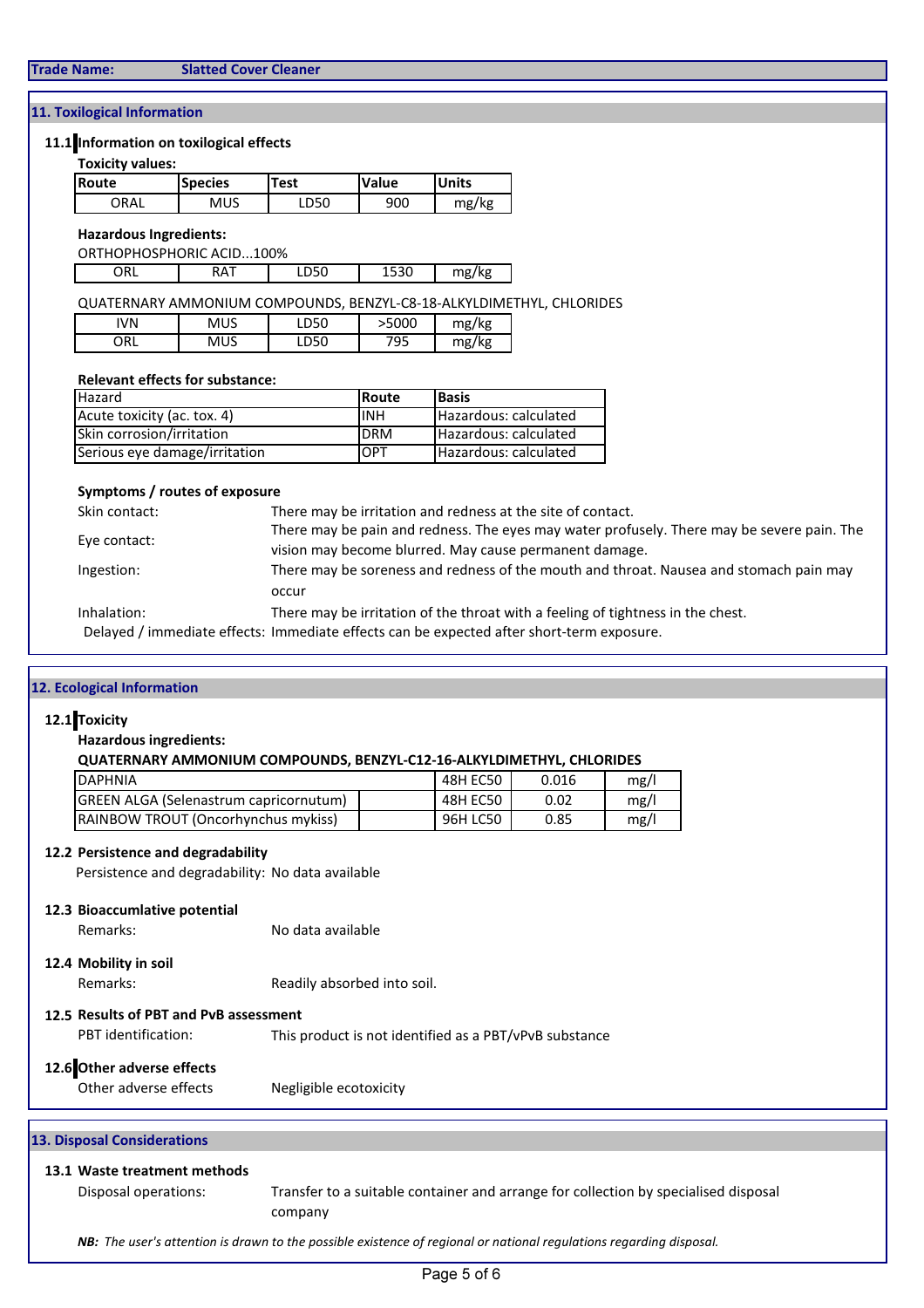**Trade Name:** Slatted Cover Cleaner

## 11. Toxilogical Information

### 11.1 Information on toxilogical effects

**Toxicity values:**

| Route | Species | Test | Value | Units |
|---|---|---|---|---|
| ORAL | MUS | LD50 | 900 | mg/kg |

**Hazardous Ingredients:**

ORTHOPHOSPHORIC ACID...100%

| ORL | RAT | LD50 | 1530 | mg/kg |
|---|---|---|---|---|

QUATERNARY AMMONIUM COMPOUNDS, BENZYL-C8-18-ALKYLDIMETHYL, CHLORIDES

| IVN | MUS | LD50 | >5000 | mg/kg |
|---|---|---|---|---|
| ORL | MUS | LD50 | 795 | mg/kg |

**Relevant effects for substance:**

| Hazard | Route | Basis |
|---|---|---|
| Acute toxicity (ac. tox. 4) | INH | Hazardous: calculated |
| Skin corrosion/irritation | DRM | Hazardous: calculated |
| Serious eye damage/irritation | OPT | Hazardous: calculated |

**Symptoms / routes of exposure**

Skin contact: There may be irritation and redness at the site of contact.

Eye contact: There may be pain and redness. The eyes may water profusely. There may be severe pain. The vision may become blurred. May cause permanent damage.

Ingestion: There may be soreness and redness of the mouth and throat. Nausea and stomach pain may occur

Inhalation: There may be irritation of the throat with a feeling of tightness in the chest.

Delayed / immediate effects: Immediate effects can be expected after short-term exposure.

## 12. Ecological Information

### 12.1 Toxicity

**Hazardous ingredients:**

**QUATERNARY AMMONIUM COMPOUNDS, BENZYL-C12-16-ALKYLDIMETHYL, CHLORIDES**

| DAPHNIA | | 48H EC50 | 0.016 | mg/l |
|---|---|---|---|---|
| GREEN ALGA (Selenastrum capricornutum) | | 48H EC50 | 0.02 | mg/l |
| RAINBOW TROUT (Oncorhynchus mykiss) | | 96H LC50 | 0.85 | mg/l |

### 12.2 Persistence and degradability

Persistence and degradability: No data available

### 12.3 Bioaccumlative potential

Remarks: No data available

### 12.4 Mobility in soil

Remarks: Readily absorbed into soil.

### 12.5 Results of PBT and PvB assessment

PBT identification: This product is not identified as a PBT/vPvB substance

### 12.6 Other adverse effects

Other adverse effects: Negligible ecotoxicity

## 13. Disposal Considerations

### 13.1 Waste treatment methods

Disposal operations: Transfer to a suitable container and arrange for collection by specialised disposal company

***NB:** The user's attention is drawn to the possible existence of regional or national regulations regarding disposal.*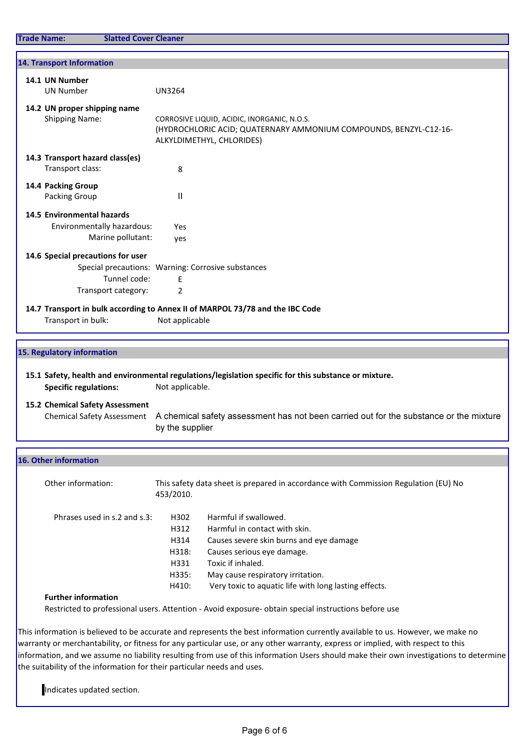**Trade Name:** **Slatted Cover Cleaner**

## 14. Transport Information

**14.1 UN Number**

UN Number: UN3264

**14.2 UN proper shipping name**

Shipping Name: CORROSIVE LIQUID, ACIDIC, INORGANIC, N.O.S. (HYDROCHLORIC ACID; QUATERNARY AMMONIUM COMPOUNDS, BENZYL-C12-16-ALKYLDIMETHYL, CHLORIDES)

**14.3 Transport hazard class(es)**

Transport class: 8

**14.4 Packing Group**

Packing Group: II

**14.5 Environmental hazards**

Environmentally hazardous: Yes

Marine pollutant: yes

**14.6 Special precautions for user**

Special precautions: Warning: Corrosive substances

Tunnel code: E

Transport category: 2

**14.7 Transport in bulk according to Annex II of MARPOL 73/78 and the IBC Code**

Transport in bulk: Not applicable

## 15. Regulatory information

**15.1 Safety, health and environmental regulations/legislation specific for this substance or mixture.**

**Specific regulations:** Not applicable.

**15.2 Chemical Safety Assessment**

Chemical Safety Assessment: A chemical safety assessment has not been carried out for the substance or the mixture by the supplier

## 16. Other information

Other information: This safety data sheet is prepared in accordance with Commission Regulation (EU) No 453/2010.

Phrases used in s.2 and s.3:

| | |
|---|---|
| H302 | Harmful if swallowed. |
| H312 | Harmful in contact with skin. |
| H314 | Causes severe skin burns and eye damage |
| H318: | Causes serious eye damage. |
| H331 | Toxic if inhaled. |
| H335: | May cause respiratory irritation. |
| H410: | Very toxic to aquatic life with long lasting effects. |

**Further information**

Restricted to professional users. Attention - Avoid exposure- obtain special instructions before use

This information is believed to be accurate and represents the best information currently available to us. However, we make no warranty or merchantability, or fitness for any particular use, or any other warranty, express or implied, with respect to this information, and we assume no liability resulting from use of this information Users should make their own investigations to determine the suitability of the information for their particular needs and uses.

Indicates updated section.